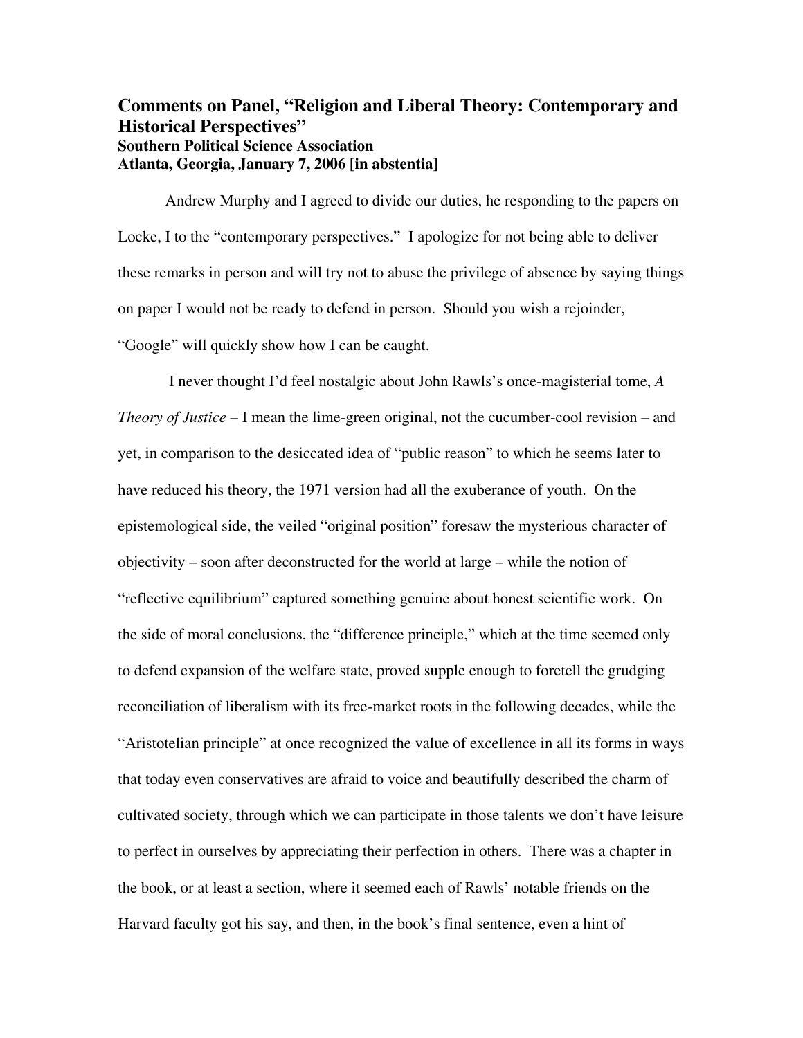# Comments on Panel, "Religion and Liberal Theory: Contemporary and Historical Perspectives"

**Southern Political Science Association**
**Atlanta, Georgia, January 7, 2006 [in abstentia]**

Andrew Murphy and I agreed to divide our duties, he responding to the papers on Locke, I to the "contemporary perspectives." I apologize for not being able to deliver these remarks in person and will try not to abuse the privilege of absence by saying things on paper I would not be ready to defend in person. Should you wish a rejoinder, "Google" will quickly show how I can be caught.

I never thought I'd feel nostalgic about John Rawls's once-magisterial tome, *A Theory of Justice* – I mean the lime-green original, not the cucumber-cool revision – and yet, in comparison to the desiccated idea of "public reason" to which he seems later to have reduced his theory, the 1971 version had all the exuberance of youth. On the epistemological side, the veiled "original position" foresaw the mysterious character of objectivity – soon after deconstructed for the world at large – while the notion of "reflective equilibrium" captured something genuine about honest scientific work. On the side of moral conclusions, the "difference principle," which at the time seemed only to defend expansion of the welfare state, proved supple enough to foretell the grudging reconciliation of liberalism with its free-market roots in the following decades, while the "Aristotelian principle" at once recognized the value of excellence in all its forms in ways that today even conservatives are afraid to voice and beautifully described the charm of cultivated society, through which we can participate in those talents we don't have leisure to perfect in ourselves by appreciating their perfection in others. There was a chapter in the book, or at least a section, where it seemed each of Rawls' notable friends on the Harvard faculty got his say, and then, in the book's final sentence, even a hint of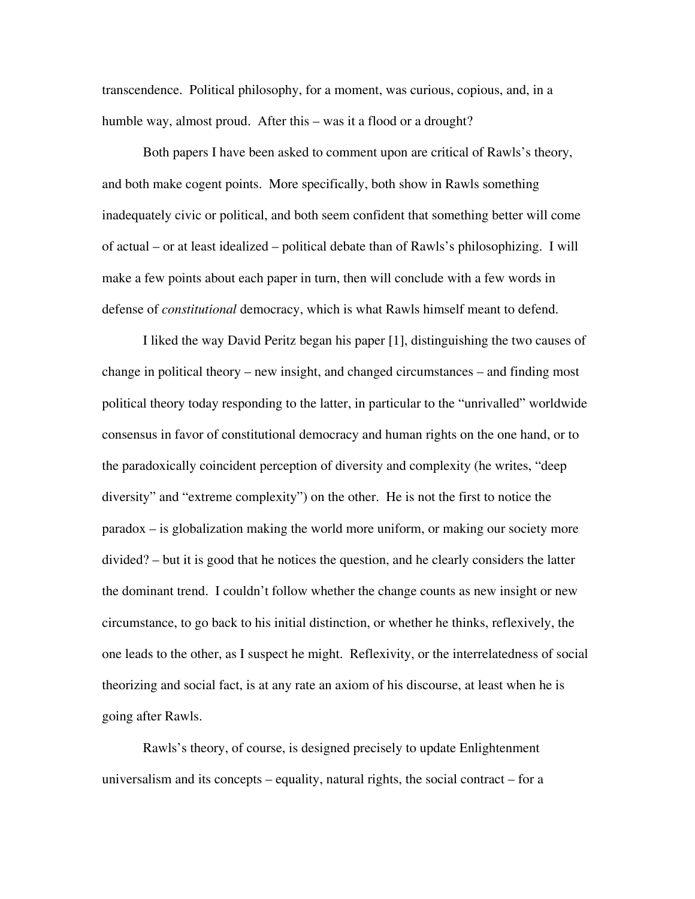transcendence. Political philosophy, for a moment, was curious, copious, and, in a humble way, almost proud. After this – was it a flood or a drought?

Both papers I have been asked to comment upon are critical of Rawls's theory, and both make cogent points. More specifically, both show in Rawls something inadequately civic or political, and both seem confident that something better will come of actual – or at least idealized – political debate than of Rawls's philosophizing. I will make a few points about each paper in turn, then will conclude with a few words in defense of *constitutional* democracy, which is what Rawls himself meant to defend.

I liked the way David Peritz began his paper [1], distinguishing the two causes of change in political theory – new insight, and changed circumstances – and finding most political theory today responding to the latter, in particular to the "unrivalled" worldwide consensus in favor of constitutional democracy and human rights on the one hand, or to the paradoxically coincident perception of diversity and complexity (he writes, "deep diversity" and "extreme complexity") on the other. He is not the first to notice the paradox – is globalization making the world more uniform, or making our society more divided? – but it is good that he notices the question, and he clearly considers the latter the dominant trend. I couldn't follow whether the change counts as new insight or new circumstance, to go back to his initial distinction, or whether he thinks, reflexively, the one leads to the other, as I suspect he might. Reflexivity, or the interrelatedness of social theorizing and social fact, is at any rate an axiom of his discourse, at least when he is going after Rawls.

Rawls's theory, of course, is designed precisely to update Enlightenment universalism and its concepts – equality, natural rights, the social contract – for a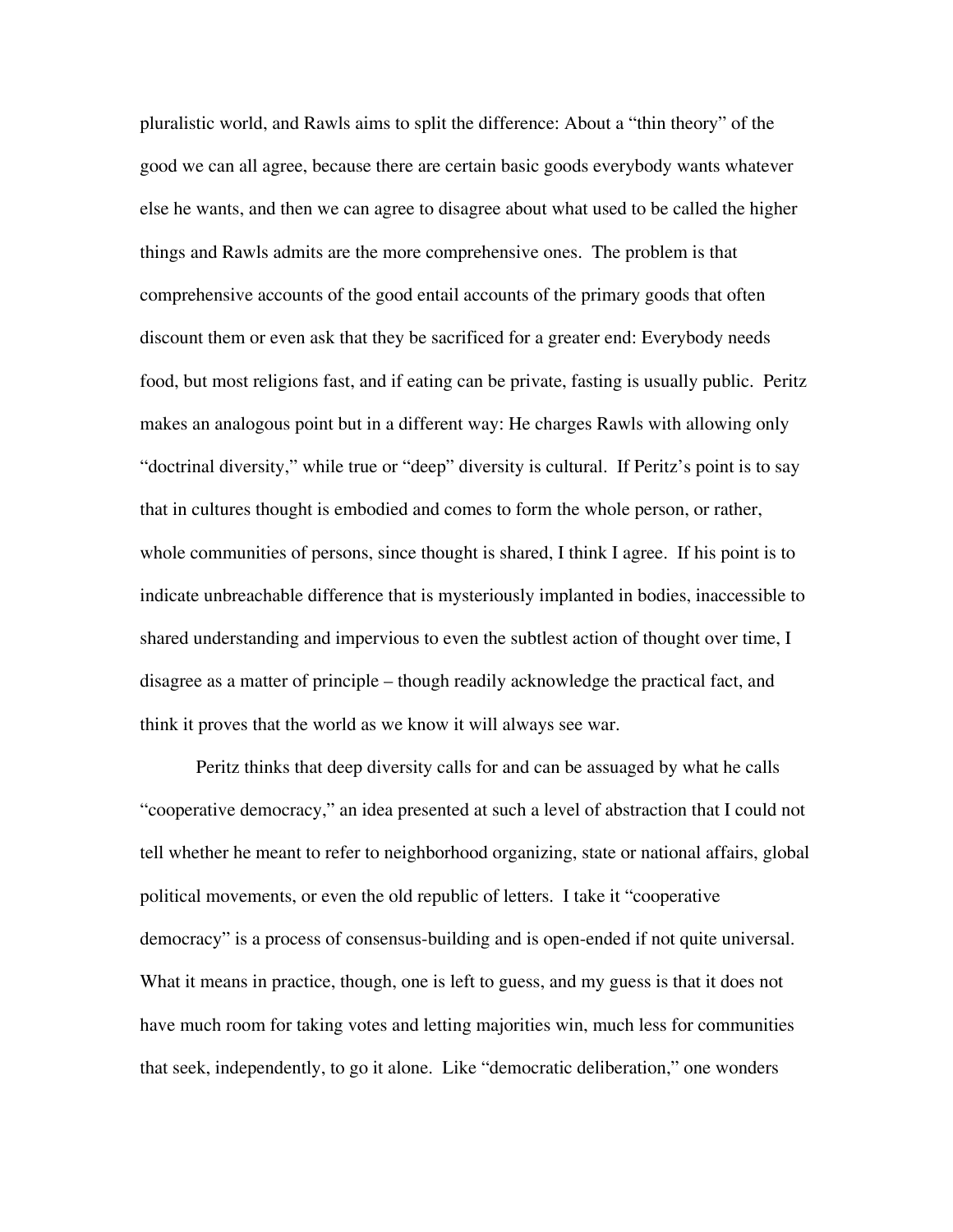pluralistic world, and Rawls aims to split the difference: About a "thin theory" of the good we can all agree, because there are certain basic goods everybody wants whatever else he wants, and then we can agree to disagree about what used to be called the higher things and Rawls admits are the more comprehensive ones. The problem is that comprehensive accounts of the good entail accounts of the primary goods that often discount them or even ask that they be sacrificed for a greater end: Everybody needs food, but most religions fast, and if eating can be private, fasting is usually public. Peritz makes an analogous point but in a different way: He charges Rawls with allowing only "doctrinal diversity," while true or "deep" diversity is cultural. If Peritz's point is to say that in cultures thought is embodied and comes to form the whole person, or rather, whole communities of persons, since thought is shared, I think I agree. If his point is to indicate unbreachable difference that is mysteriously implanted in bodies, inaccessible to shared understanding and impervious to even the subtlest action of thought over time, I disagree as a matter of principle – though readily acknowledge the practical fact, and think it proves that the world as we know it will always see war.

Peritz thinks that deep diversity calls for and can be assuaged by what he calls "cooperative democracy," an idea presented at such a level of abstraction that I could not tell whether he meant to refer to neighborhood organizing, state or national affairs, global political movements, or even the old republic of letters. I take it "cooperative democracy" is a process of consensus-building and is open-ended if not quite universal. What it means in practice, though, one is left to guess, and my guess is that it does not have much room for taking votes and letting majorities win, much less for communities that seek, independently, to go it alone. Like "democratic deliberation," one wonders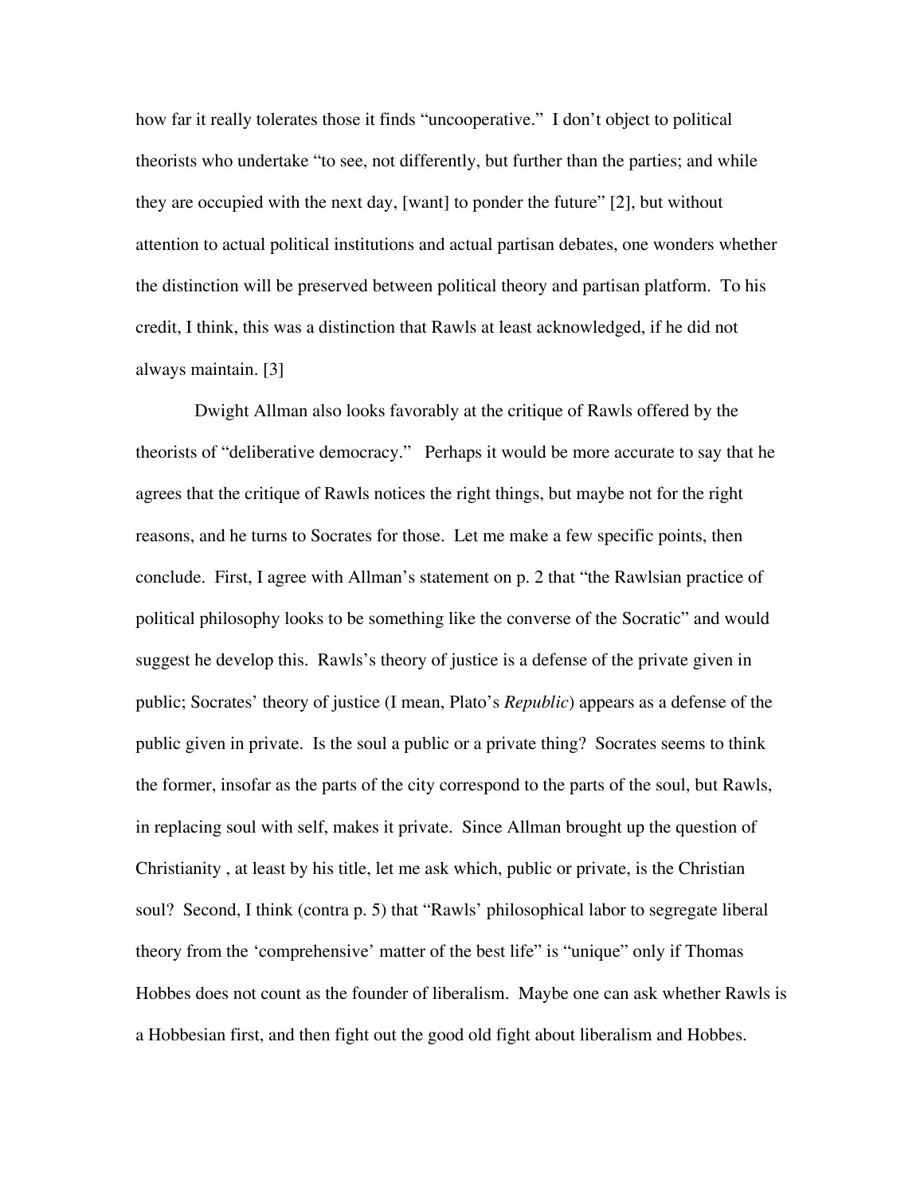how far it really tolerates those it finds “uncooperative.” I don’t object to political theorists who undertake “to see, not differently, but further than the parties; and while they are occupied with the next day, [want] to ponder the future” [2], but without attention to actual political institutions and actual partisan debates, one wonders whether the distinction will be preserved between political theory and partisan platform. To his credit, I think, this was a distinction that Rawls at least acknowledged, if he did not always maintain. [3]

Dwight Allman also looks favorably at the critique of Rawls offered by the theorists of “deliberative democracy.” Perhaps it would be more accurate to say that he agrees that the critique of Rawls notices the right things, but maybe not for the right reasons, and he turns to Socrates for those. Let me make a few specific points, then conclude. First, I agree with Allman’s statement on p. 2 that “the Rawlsian practice of political philosophy looks to be something like the converse of the Socratic” and would suggest he develop this. Rawls’s theory of justice is a defense of the private given in public; Socrates’ theory of justice (I mean, Plato’s *Republic*) appears as a defense of the public given in private. Is the soul a public or a private thing? Socrates seems to think the former, insofar as the parts of the city correspond to the parts of the soul, but Rawls, in replacing soul with self, makes it private. Since Allman brought up the question of Christianity , at least by his title, let me ask which, public or private, is the Christian soul? Second, I think (contra p. 5) that “Rawls’ philosophical labor to segregate liberal theory from the ‘comprehensive’ matter of the best life” is “unique” only if Thomas Hobbes does not count as the founder of liberalism. Maybe one can ask whether Rawls is a Hobbesian first, and then fight out the good old fight about liberalism and Hobbes.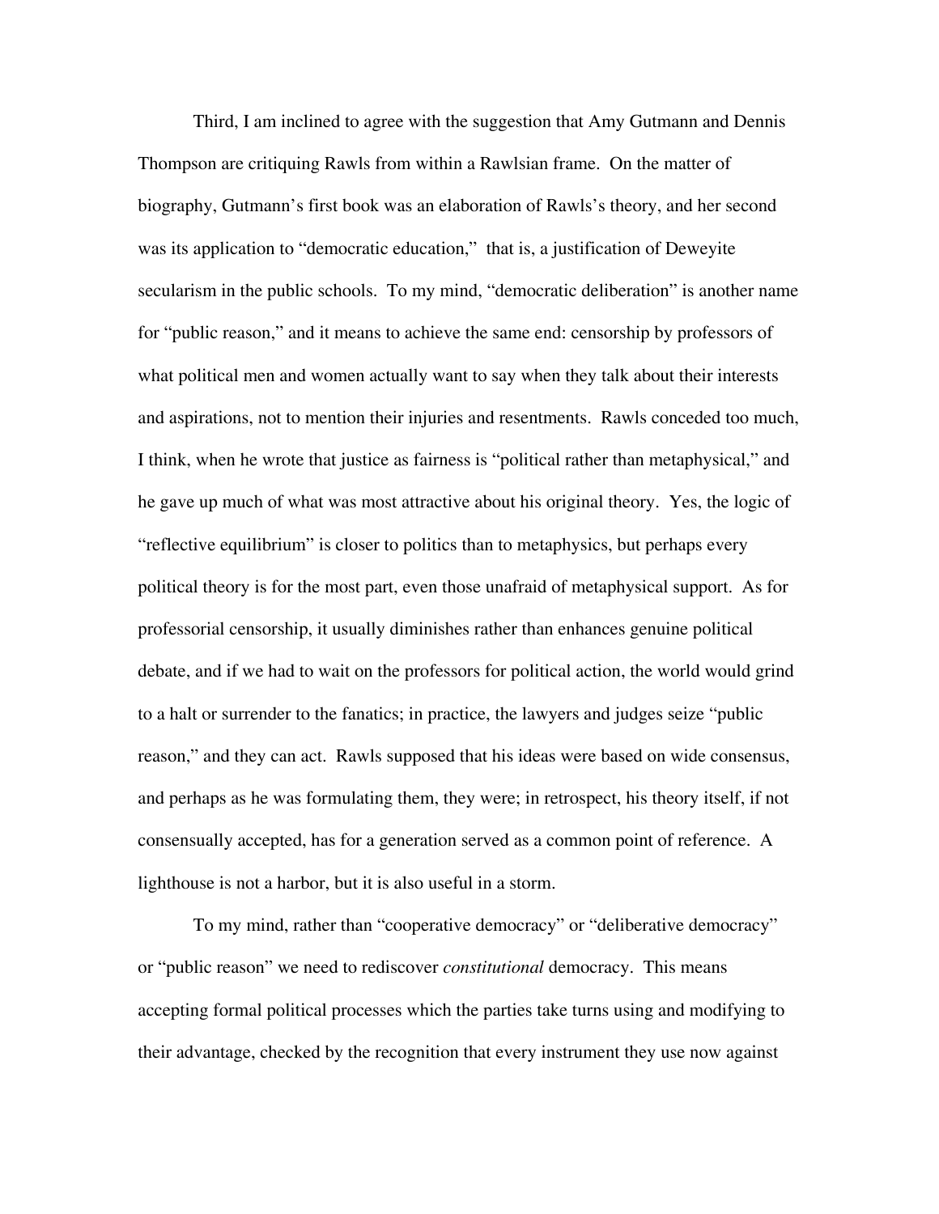Third, I am inclined to agree with the suggestion that Amy Gutmann and Dennis Thompson are critiquing Rawls from within a Rawlsian frame. On the matter of biography, Gutmann's first book was an elaboration of Rawls's theory, and her second was its application to "democratic education," that is, a justification of Deweyite secularism in the public schools. To my mind, "democratic deliberation" is another name for "public reason," and it means to achieve the same end: censorship by professors of what political men and women actually want to say when they talk about their interests and aspirations, not to mention their injuries and resentments. Rawls conceded too much, I think, when he wrote that justice as fairness is "political rather than metaphysical," and he gave up much of what was most attractive about his original theory. Yes, the logic of "reflective equilibrium" is closer to politics than to metaphysics, but perhaps every political theory is for the most part, even those unafraid of metaphysical support. As for professorial censorship, it usually diminishes rather than enhances genuine political debate, and if we had to wait on the professors for political action, the world would grind to a halt or surrender to the fanatics; in practice, the lawyers and judges seize "public reason," and they can act. Rawls supposed that his ideas were based on wide consensus, and perhaps as he was formulating them, they were; in retrospect, his theory itself, if not consensually accepted, has for a generation served as a common point of reference. A lighthouse is not a harbor, but it is also useful in a storm.

To my mind, rather than "cooperative democracy" or "deliberative democracy" or "public reason" we need to rediscover *constitutional* democracy. This means accepting formal political processes which the parties take turns using and modifying to their advantage, checked by the recognition that every instrument they use now against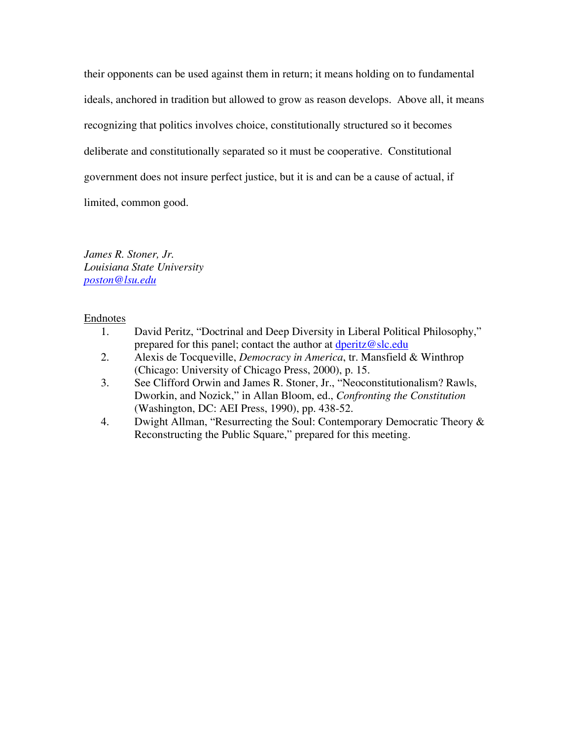their opponents can be used against them in return; it means holding on to fundamental ideals, anchored in tradition but allowed to grow as reason develops. Above all, it means recognizing that politics involves choice, constitutionally structured so it becomes deliberate and constitutionally separated so it must be cooperative. Constitutional government does not insure perfect justice, but it is and can be a cause of actual, if limited, common good.

*James R. Stoner, Jr.*
*Louisiana State University*
*poston@lsu.edu*

Endnotes

1. David Peritz, "Doctrinal and Deep Diversity in Liberal Political Philosophy," prepared for this panel; contact the author at dperitz@slc.edu
2. Alexis de Tocqueville, *Democracy in America*, tr. Mansfield & Winthrop (Chicago: University of Chicago Press, 2000), p. 15.
3. See Clifford Orwin and James R. Stoner, Jr., "Neoconstitutionalism? Rawls, Dworkin, and Nozick," in Allan Bloom, ed., *Confronting the Constitution* (Washington, DC: AEI Press, 1990), pp. 438-52.
4. Dwight Allman, "Resurrecting the Soul: Contemporary Democratic Theory & Reconstructing the Public Square," prepared for this meeting.